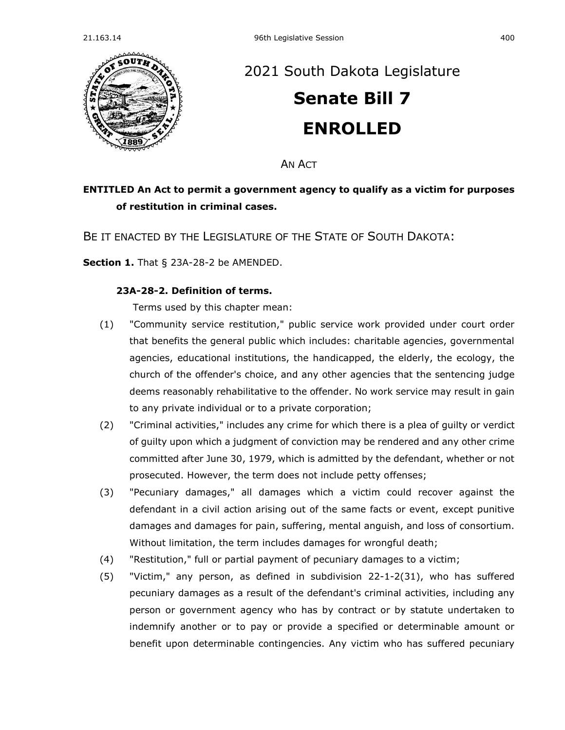# 2021 South Dakota Legislature

# Senate Bill 7

# ENROLLED

AN ACT

**ENTITLED An Act to permit a government agency to qualify as a victim for purposes of restitution in criminal cases.**

BE IT ENACTED BY THE LEGISLATURE OF THE STATE OF SOUTH DAKOTA:

**Section 1.** That § 23A-28-2 be AMENDED.

**23A-28-2. Definition of terms.**

Terms used by this chapter mean:

(1) "Community service restitution," public service work provided under court order that benefits the general public which includes: charitable agencies, governmental agencies, educational institutions, the handicapped, the elderly, the ecology, the church of the offender's choice, and any other agencies that the sentencing judge deems reasonably rehabilitative to the offender. No work service may result in gain to any private individual or to a private corporation;

(2) "Criminal activities," includes any crime for which there is a plea of guilty or verdict of guilty upon which a judgment of conviction may be rendered and any other crime committed after June 30, 1979, which is admitted by the defendant, whether or not prosecuted. However, the term does not include petty offenses;

(3) "Pecuniary damages," all damages which a victim could recover against the defendant in a civil action arising out of the same facts or event, except punitive damages and damages for pain, suffering, mental anguish, and loss of consortium. Without limitation, the term includes damages for wrongful death;

(4) "Restitution," full or partial payment of pecuniary damages to a victim;

(5) "Victim," any person, as defined in subdivision 22-1-2(31), who has suffered pecuniary damages as a result of the defendant's criminal activities, including any person or government agency who has by contract or by statute undertaken to indemnify another or to pay or provide a specified or determinable amount or benefit upon determinable contingencies. Any victim who has suffered pecuniary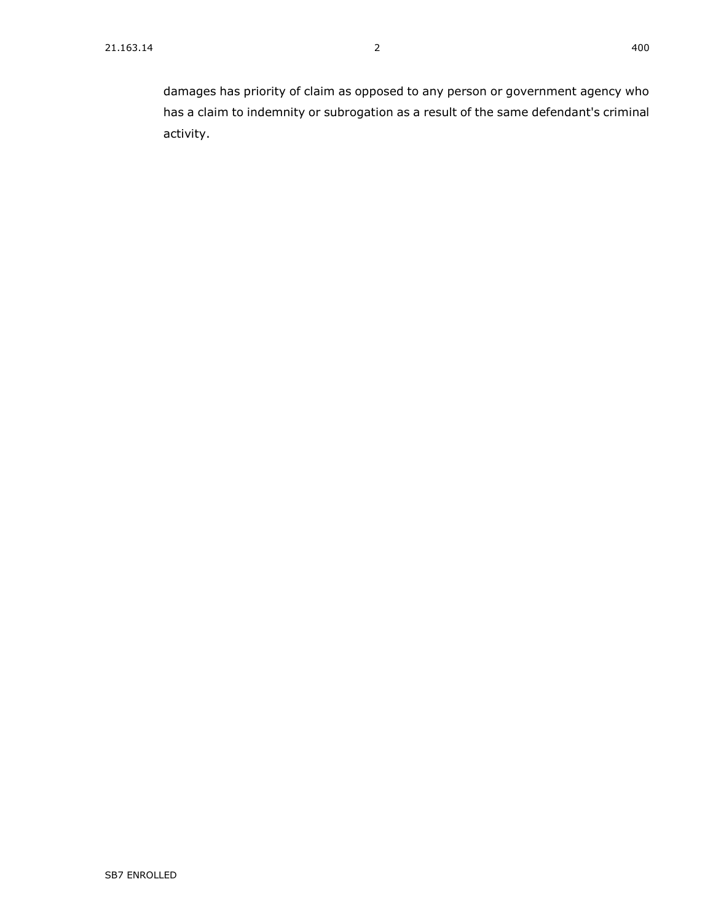damages has priority of claim as opposed to any person or government agency who has a claim to indemnity or subrogation as a result of the same defendant's criminal activity.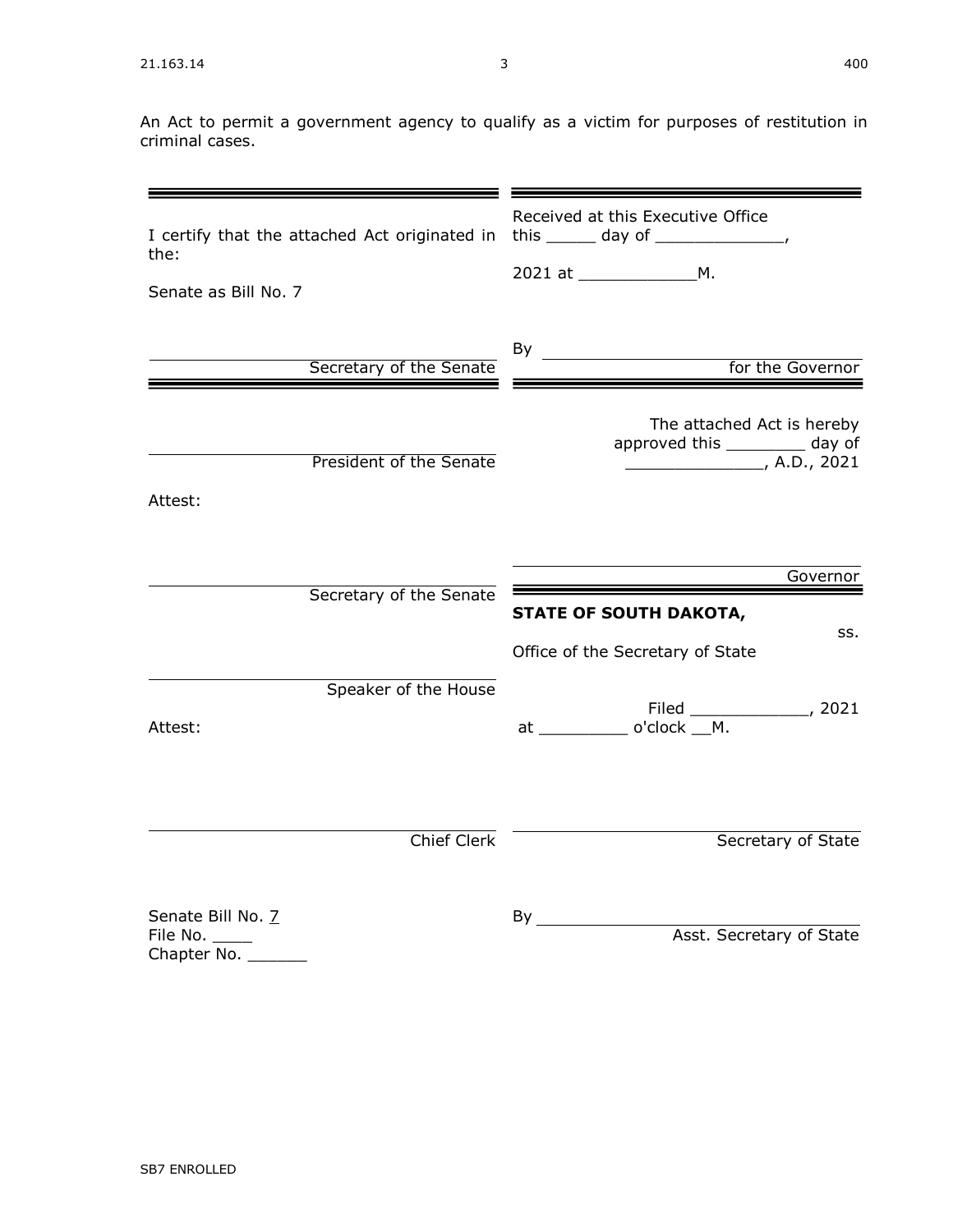An Act to permit a government agency to qualify as a victim for purposes of restitution in criminal cases.

I certify that the attached Act originated in the:

Senate as Bill No. 7

Secretary of the Senate

President of the Senate

Attest:

Secretary of the Senate

Speaker of the House

Attest:

Chief Clerk

Senate Bill No. 7
File No. ____
Chapter No. ______

Received at this Executive Office this _____ day of _____________,

2021 at ____________M.

By ______________________
for the Governor

The attached Act is hereby approved this ________ day of ______________, A.D., 2021

Governor

**STATE OF SOUTH DAKOTA,**

ss.

Office of the Secretary of State

Filed ____________, 2021 at _________ o'clock __M.

Secretary of State

By ______________________
Asst. Secretary of State

SB7 ENROLLED